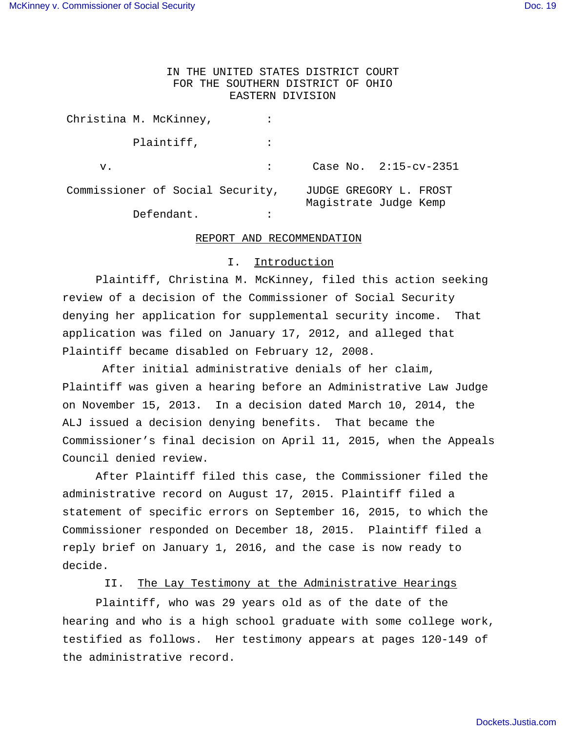IN THE UNITED STATES DISTRICT COURT
FOR THE SOUTHERN DISTRICT OF OHIO
EASTERN DIVISION

Christina M. McKinney,

Plaintiff,

v. Case No. 2:15-cv-2351

Commissioner of Social Security, JUDGE GREGORY L. FROST
Magistrate Judge Kemp

Defendant.

## REPORT AND RECOMMENDATION

### I. Introduction

Plaintiff, Christina M. McKinney, filed this action seeking review of a decision of the Commissioner of Social Security denying her application for supplemental security income. That application was filed on January 17, 2012, and alleged that Plaintiff became disabled on February 12, 2008.

After initial administrative denials of her claim, Plaintiff was given a hearing before an Administrative Law Judge on November 15, 2013. In a decision dated March 10, 2014, the ALJ issued a decision denying benefits. That became the Commissioner's final decision on April 11, 2015, when the Appeals Council denied review.

After Plaintiff filed this case, the Commissioner filed the administrative record on August 17, 2015. Plaintiff filed a statement of specific errors on September 16, 2015, to which the Commissioner responded on December 18, 2015. Plaintiff filed a reply brief on January 1, 2016, and the case is now ready to decide.

### II. The Lay Testimony at the Administrative Hearings

Plaintiff, who was 29 years old as of the date of the hearing and who is a high school graduate with some college work, testified as follows. Her testimony appears at pages 120-149 of the administrative record.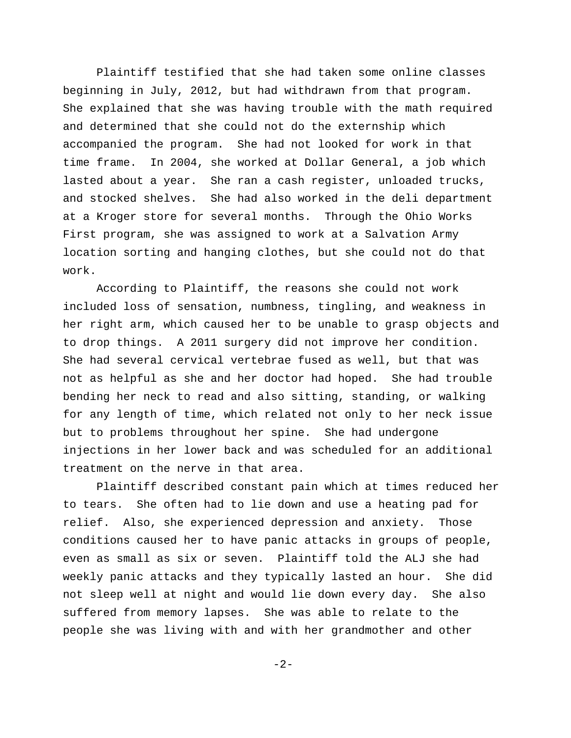Plaintiff testified that she had taken some online classes beginning in July, 2012, but had withdrawn from that program. She explained that she was having trouble with the math required and determined that she could not do the externship which accompanied the program. She had not looked for work in that time frame. In 2004, she worked at Dollar General, a job which lasted about a year. She ran a cash register, unloaded trucks, and stocked shelves. She had also worked in the deli department at a Kroger store for several months. Through the Ohio Works First program, she was assigned to work at a Salvation Army location sorting and hanging clothes, but she could not do that work.

According to Plaintiff, the reasons she could not work included loss of sensation, numbness, tingling, and weakness in her right arm, which caused her to be unable to grasp objects and to drop things. A 2011 surgery did not improve her condition. She had several cervical vertebrae fused as well, but that was not as helpful as she and her doctor had hoped. She had trouble bending her neck to read and also sitting, standing, or walking for any length of time, which related not only to her neck issue but to problems throughout her spine. She had undergone injections in her lower back and was scheduled for an additional treatment on the nerve in that area.

Plaintiff described constant pain which at times reduced her to tears. She often had to lie down and use a heating pad for relief. Also, she experienced depression and anxiety. Those conditions caused her to have panic attacks in groups of people, even as small as six or seven. Plaintiff told the ALJ she had weekly panic attacks and they typically lasted an hour. She did not sleep well at night and would lie down every day. She also suffered from memory lapses. She was able to relate to the people she was living with and with her grandmother and other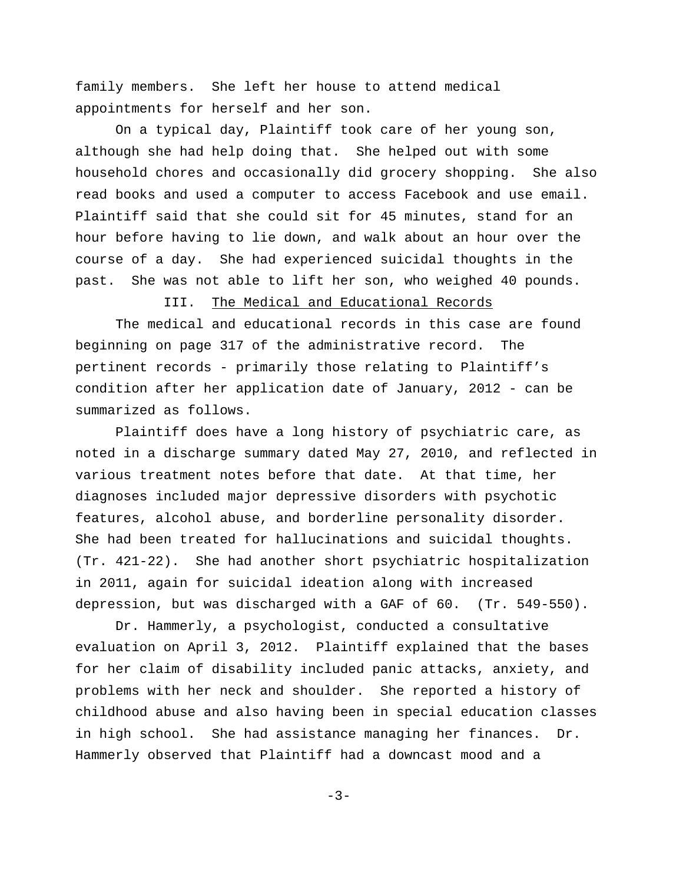family members. She left her house to attend medical appointments for herself and her son.

On a typical day, Plaintiff took care of her young son, although she had help doing that. She helped out with some household chores and occasionally did grocery shopping. She also read books and used a computer to access Facebook and use email. Plaintiff said that she could sit for 45 minutes, stand for an hour before having to lie down, and walk about an hour over the course of a day. She had experienced suicidal thoughts in the past. She was not able to lift her son, who weighed 40 pounds.

## III. The Medical and Educational Records

The medical and educational records in this case are found beginning on page 317 of the administrative record. The pertinent records - primarily those relating to Plaintiff's condition after her application date of January, 2012 - can be summarized as follows.

Plaintiff does have a long history of psychiatric care, as noted in a discharge summary dated May 27, 2010, and reflected in various treatment notes before that date. At that time, her diagnoses included major depressive disorders with psychotic features, alcohol abuse, and borderline personality disorder. She had been treated for hallucinations and suicidal thoughts. (Tr. 421-22). She had another short psychiatric hospitalization in 2011, again for suicidal ideation along with increased depression, but was discharged with a GAF of 60. (Tr. 549-550).

Dr. Hammerly, a psychologist, conducted a consultative evaluation on April 3, 2012. Plaintiff explained that the bases for her claim of disability included panic attacks, anxiety, and problems with her neck and shoulder. She reported a history of childhood abuse and also having been in special education classes in high school. She had assistance managing her finances. Dr. Hammerly observed that Plaintiff had a downcast mood and a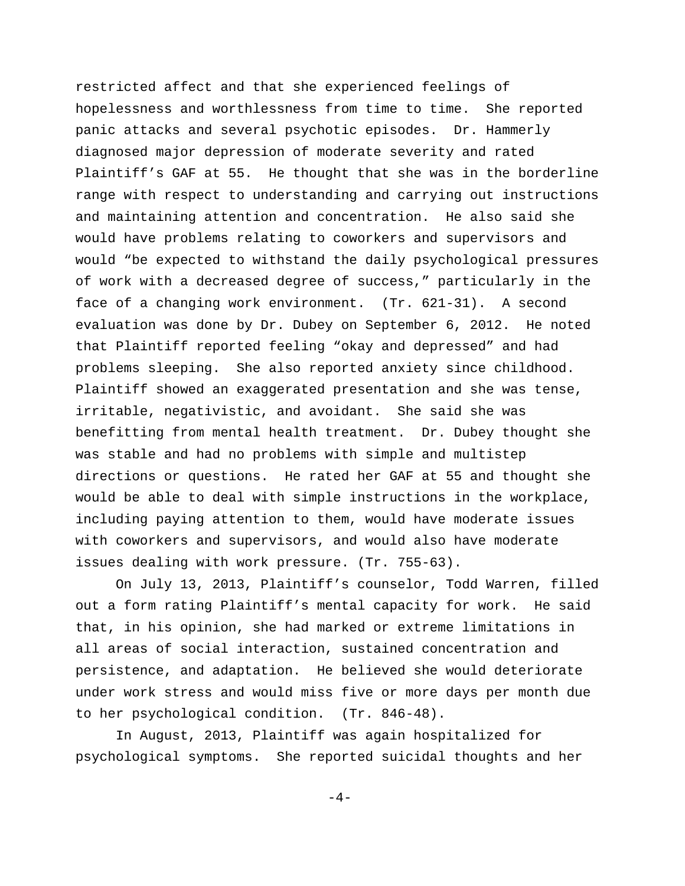restricted affect and that she experienced feelings of hopelessness and worthlessness from time to time. She reported panic attacks and several psychotic episodes. Dr. Hammerly diagnosed major depression of moderate severity and rated Plaintiff's GAF at 55. He thought that she was in the borderline range with respect to understanding and carrying out instructions and maintaining attention and concentration. He also said she would have problems relating to coworkers and supervisors and would "be expected to withstand the daily psychological pressures of work with a decreased degree of success," particularly in the face of a changing work environment. (Tr. 621-31). A second evaluation was done by Dr. Dubey on September 6, 2012. He noted that Plaintiff reported feeling "okay and depressed" and had problems sleeping. She also reported anxiety since childhood. Plaintiff showed an exaggerated presentation and she was tense, irritable, negativistic, and avoidant. She said she was benefitting from mental health treatment. Dr. Dubey thought she was stable and had no problems with simple and multistep directions or questions. He rated her GAF at 55 and thought she would be able to deal with simple instructions in the workplace, including paying attention to them, would have moderate issues with coworkers and supervisors, and would also have moderate issues dealing with work pressure. (Tr. 755-63).

On July 13, 2013, Plaintiff's counselor, Todd Warren, filled out a form rating Plaintiff's mental capacity for work. He said that, in his opinion, she had marked or extreme limitations in all areas of social interaction, sustained concentration and persistence, and adaptation. He believed she would deteriorate under work stress and would miss five or more days per month due to her psychological condition. (Tr. 846-48).

In August, 2013, Plaintiff was again hospitalized for psychological symptoms. She reported suicidal thoughts and her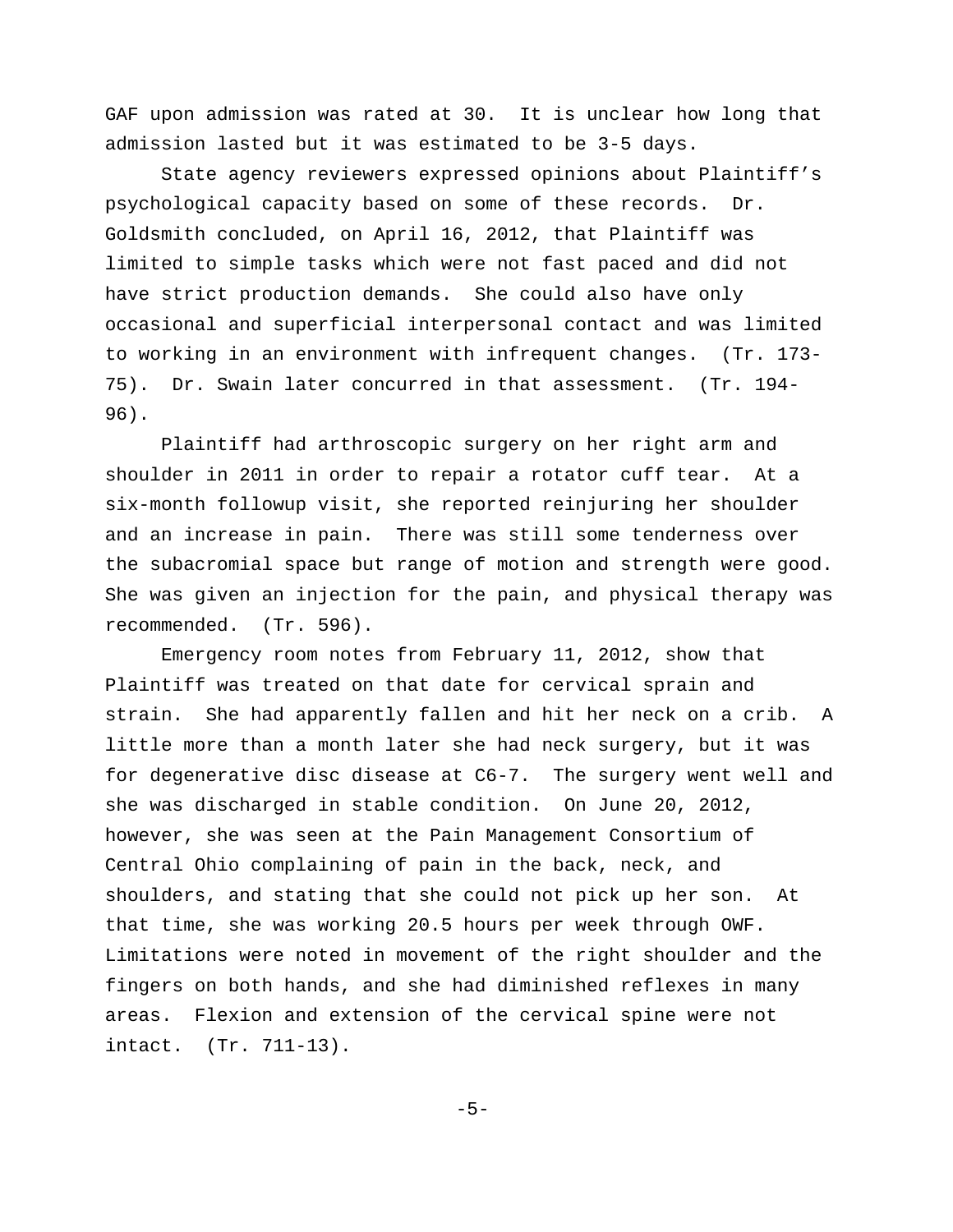GAF upon admission was rated at 30. It is unclear how long that admission lasted but it was estimated to be 3-5 days.

State agency reviewers expressed opinions about Plaintiff's psychological capacity based on some of these records. Dr. Goldsmith concluded, on April 16, 2012, that Plaintiff was limited to simple tasks which were not fast paced and did not have strict production demands. She could also have only occasional and superficial interpersonal contact and was limited to working in an environment with infrequent changes. (Tr. 173-75). Dr. Swain later concurred in that assessment. (Tr. 194-96).

Plaintiff had arthroscopic surgery on her right arm and shoulder in 2011 in order to repair a rotator cuff tear. At a six-month followup visit, she reported reinjuring her shoulder and an increase in pain. There was still some tenderness over the subacromial space but range of motion and strength were good. She was given an injection for the pain, and physical therapy was recommended. (Tr. 596).

Emergency room notes from February 11, 2012, show that Plaintiff was treated on that date for cervical sprain and strain. She had apparently fallen and hit her neck on a crib. A little more than a month later she had neck surgery, but it was for degenerative disc disease at C6-7. The surgery went well and she was discharged in stable condition. On June 20, 2012, however, she was seen at the Pain Management Consortium of Central Ohio complaining of pain in the back, neck, and shoulders, and stating that she could not pick up her son. At that time, she was working 20.5 hours per week through OWF. Limitations were noted in movement of the right shoulder and the fingers on both hands, and she had diminished reflexes in many areas. Flexion and extension of the cervical spine were not intact. (Tr. 711-13).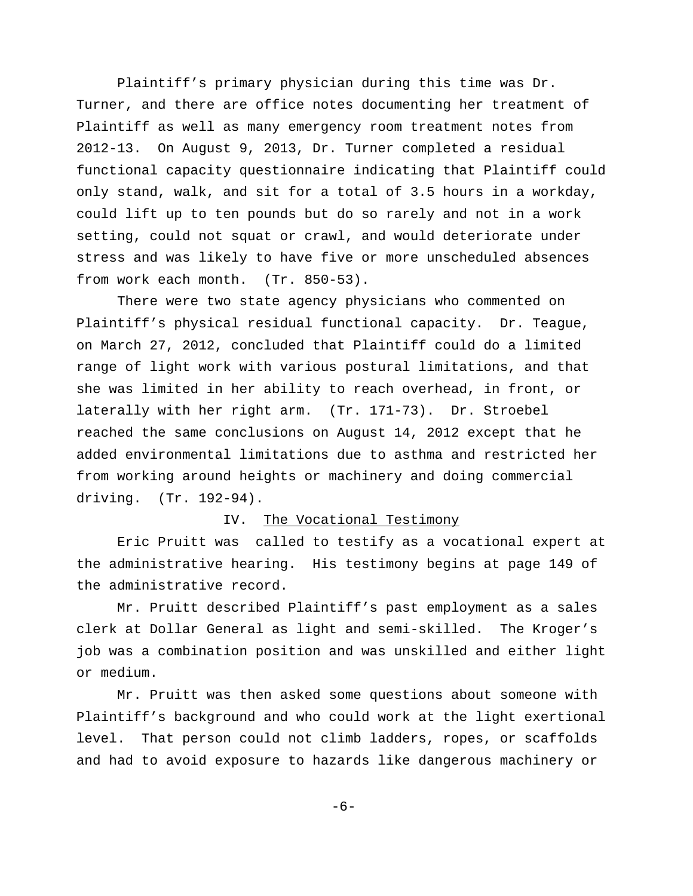Plaintiff's primary physician during this time was Dr. Turner, and there are office notes documenting her treatment of Plaintiff as well as many emergency room treatment notes from 2012-13. On August 9, 2013, Dr. Turner completed a residual functional capacity questionnaire indicating that Plaintiff could only stand, walk, and sit for a total of 3.5 hours in a workday, could lift up to ten pounds but do so rarely and not in a work setting, could not squat or crawl, and would deteriorate under stress and was likely to have five or more unscheduled absences from work each month. (Tr. 850-53).

There were two state agency physicians who commented on Plaintiff's physical residual functional capacity. Dr. Teague, on March 27, 2012, concluded that Plaintiff could do a limited range of light work with various postural limitations, and that she was limited in her ability to reach overhead, in front, or laterally with her right arm. (Tr. 171-73). Dr. Stroebel reached the same conclusions on August 14, 2012 except that he added environmental limitations due to asthma and restricted her from working around heights or machinery and doing commercial driving. (Tr. 192-94).

## IV. The Vocational Testimony

Eric Pruitt was called to testify as a vocational expert at the administrative hearing. His testimony begins at page 149 of the administrative record.

Mr. Pruitt described Plaintiff's past employment as a sales clerk at Dollar General as light and semi-skilled. The Kroger's job was a combination position and was unskilled and either light or medium.

Mr. Pruitt was then asked some questions about someone with Plaintiff's background and who could work at the light exertional level. That person could not climb ladders, ropes, or scaffolds and had to avoid exposure to hazards like dangerous machinery or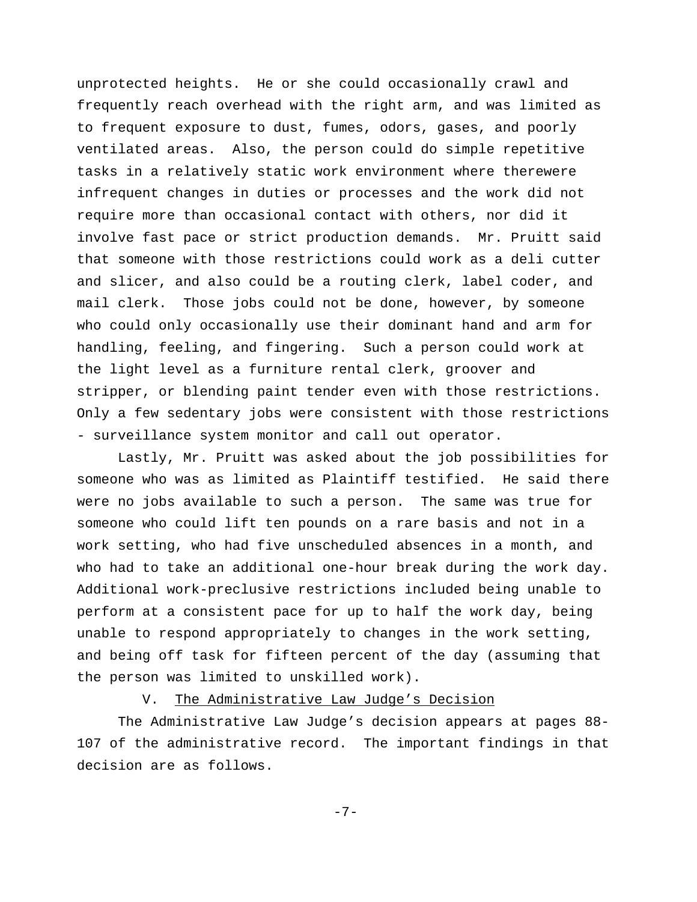unprotected heights. He or she could occasionally crawl and frequently reach overhead with the right arm, and was limited as to frequent exposure to dust, fumes, odors, gases, and poorly ventilated areas. Also, the person could do simple repetitive tasks in a relatively static work environment where therewere infrequent changes in duties or processes and the work did not require more than occasional contact with others, nor did it involve fast pace or strict production demands. Mr. Pruitt said that someone with those restrictions could work as a deli cutter and slicer, and also could be a routing clerk, label coder, and mail clerk. Those jobs could not be done, however, by someone who could only occasionally use their dominant hand and arm for handling, feeling, and fingering. Such a person could work at the light level as a furniture rental clerk, groover and stripper, or blending paint tender even with those restrictions. Only a few sedentary jobs were consistent with those restrictions - surveillance system monitor and call out operator.

Lastly, Mr. Pruitt was asked about the job possibilities for someone who was as limited as Plaintiff testified. He said there were no jobs available to such a person. The same was true for someone who could lift ten pounds on a rare basis and not in a work setting, who had five unscheduled absences in a month, and who had to take an additional one-hour break during the work day. Additional work-preclusive restrictions included being unable to perform at a consistent pace for up to half the work day, being unable to respond appropriately to changes in the work setting, and being off task for fifteen percent of the day (assuming that the person was limited to unskilled work).

## V. The Administrative Law Judge's Decision

The Administrative Law Judge's decision appears at pages 88-107 of the administrative record. The important findings in that decision are as follows.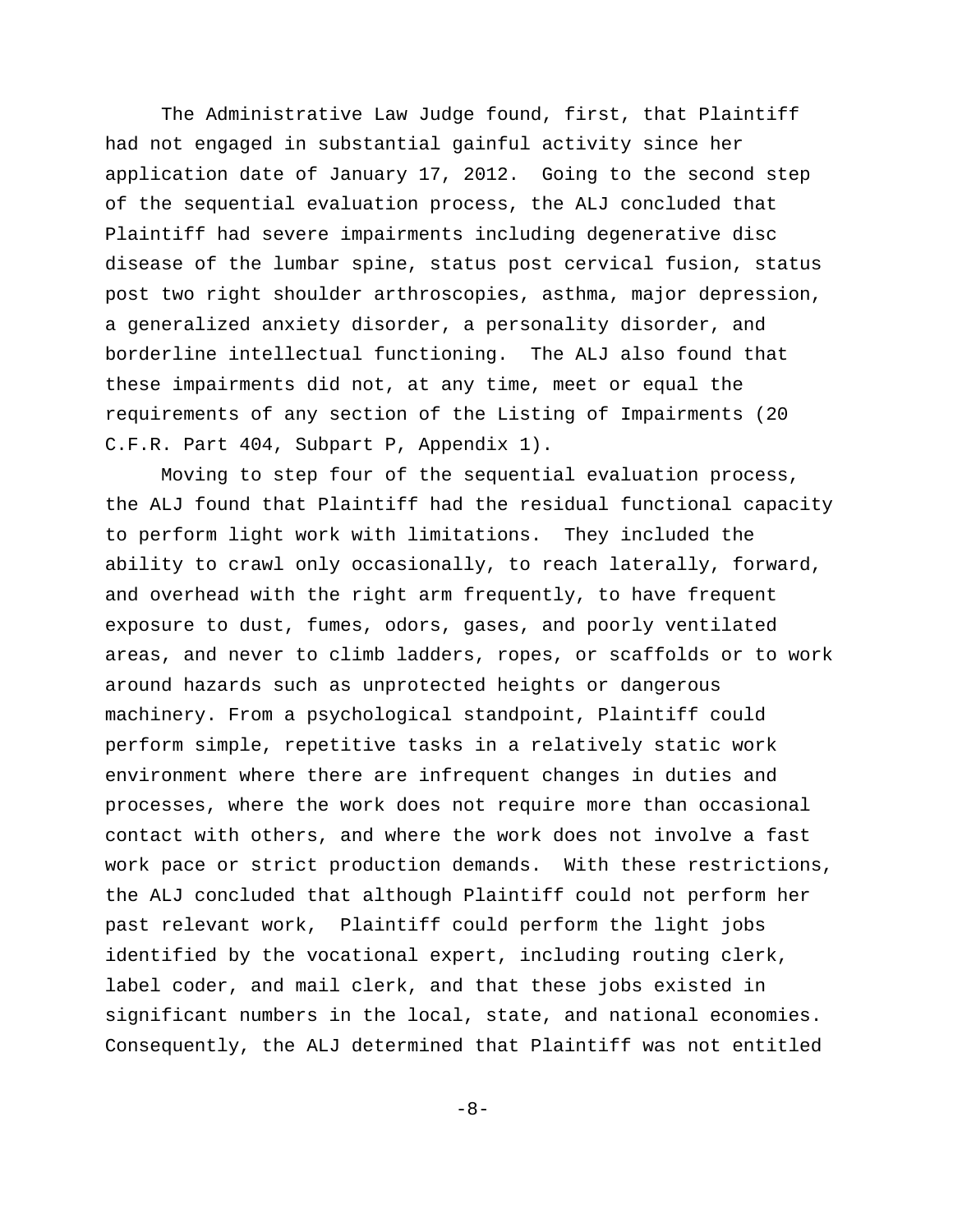The Administrative Law Judge found, first, that Plaintiff had not engaged in substantial gainful activity since her application date of January 17, 2012. Going to the second step of the sequential evaluation process, the ALJ concluded that Plaintiff had severe impairments including degenerative disc disease of the lumbar spine, status post cervical fusion, status post two right shoulder arthroscopies, asthma, major depression, a generalized anxiety disorder, a personality disorder, and borderline intellectual functioning. The ALJ also found that these impairments did not, at any time, meet or equal the requirements of any section of the Listing of Impairments (20 C.F.R. Part 404, Subpart P, Appendix 1).

Moving to step four of the sequential evaluation process, the ALJ found that Plaintiff had the residual functional capacity to perform light work with limitations. They included the ability to crawl only occasionally, to reach laterally, forward, and overhead with the right arm frequently, to have frequent exposure to dust, fumes, odors, gases, and poorly ventilated areas, and never to climb ladders, ropes, or scaffolds or to work around hazards such as unprotected heights or dangerous machinery. From a psychological standpoint, Plaintiff could perform simple, repetitive tasks in a relatively static work environment where there are infrequent changes in duties and processes, where the work does not require more than occasional contact with others, and where the work does not involve a fast work pace or strict production demands. With these restrictions, the ALJ concluded that although Plaintiff could not perform her past relevant work, Plaintiff could perform the light jobs identified by the vocational expert, including routing clerk, label coder, and mail clerk, and that these jobs existed in significant numbers in the local, state, and national economies. Consequently, the ALJ determined that Plaintiff was not entitled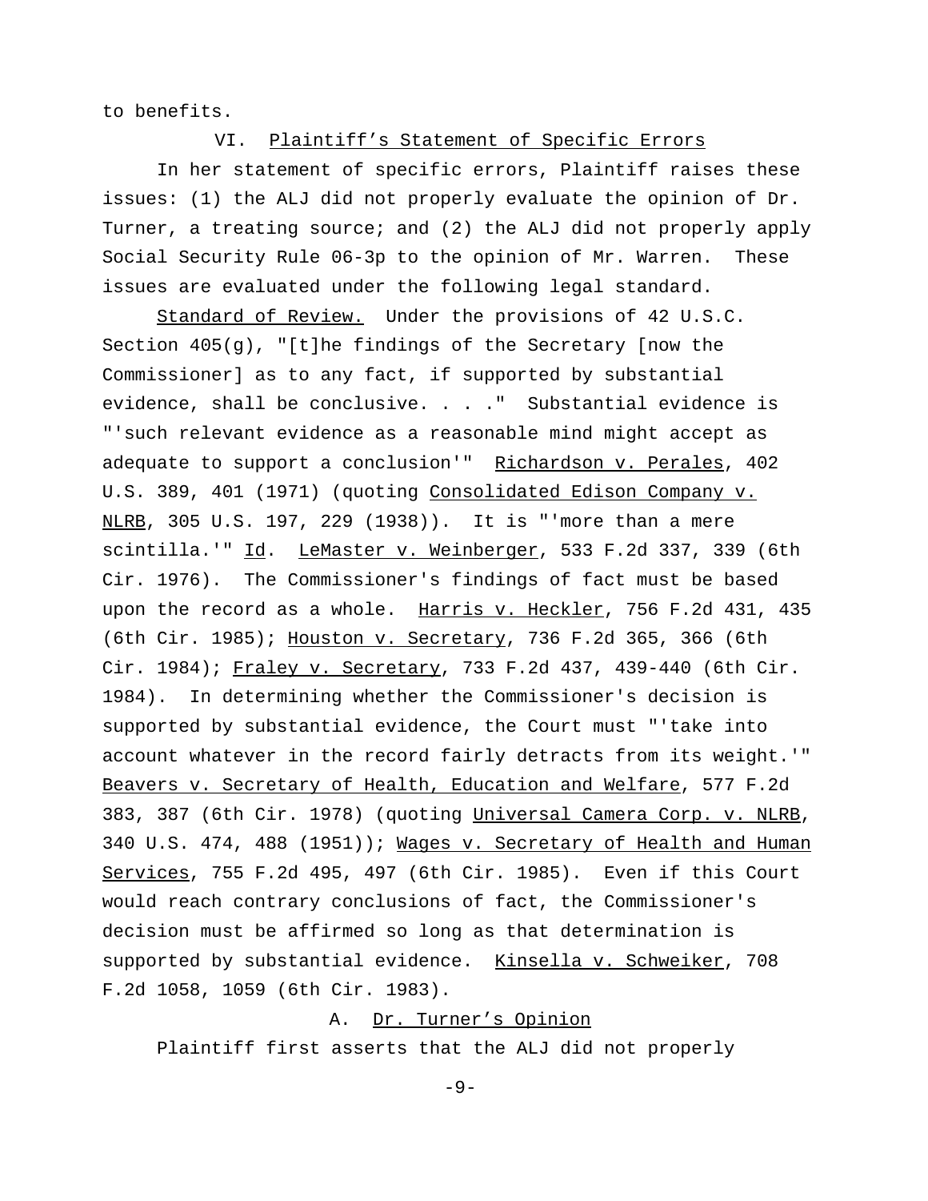to benefits.

## VI. Plaintiff's Statement of Specific Errors

In her statement of specific errors, Plaintiff raises these issues: (1) the ALJ did not properly evaluate the opinion of Dr. Turner, a treating source; and (2) the ALJ did not properly apply Social Security Rule 06-3p to the opinion of Mr. Warren. These issues are evaluated under the following legal standard.

Standard of Review. Under the provisions of 42 U.S.C. Section 405(g), "[t]he findings of the Secretary [now the Commissioner] as to any fact, if supported by substantial evidence, shall be conclusive. . . ." Substantial evidence is "'such relevant evidence as a reasonable mind might accept as adequate to support a conclusion'" Richardson v. Perales, 402 U.S. 389, 401 (1971) (quoting Consolidated Edison Company v. NLRB, 305 U.S. 197, 229 (1938)). It is "'more than a mere scintilla.'" Id. LeMaster v. Weinberger, 533 F.2d 337, 339 (6th Cir. 1976). The Commissioner's findings of fact must be based upon the record as a whole. Harris v. Heckler, 756 F.2d 431, 435 (6th Cir. 1985); Houston v. Secretary, 736 F.2d 365, 366 (6th Cir. 1984); Fraley v. Secretary, 733 F.2d 437, 439-440 (6th Cir. 1984). In determining whether the Commissioner's decision is supported by substantial evidence, the Court must "'take into account whatever in the record fairly detracts from its weight.'" Beavers v. Secretary of Health, Education and Welfare, 577 F.2d 383, 387 (6th Cir. 1978) (quoting Universal Camera Corp. v. NLRB, 340 U.S. 474, 488 (1951)); Wages v. Secretary of Health and Human Services, 755 F.2d 495, 497 (6th Cir. 1985). Even if this Court would reach contrary conclusions of fact, the Commissioner's decision must be affirmed so long as that determination is supported by substantial evidence. Kinsella v. Schweiker, 708 F.2d 1058, 1059 (6th Cir. 1983).

### A. Dr. Turner's Opinion

Plaintiff first asserts that the ALJ did not properly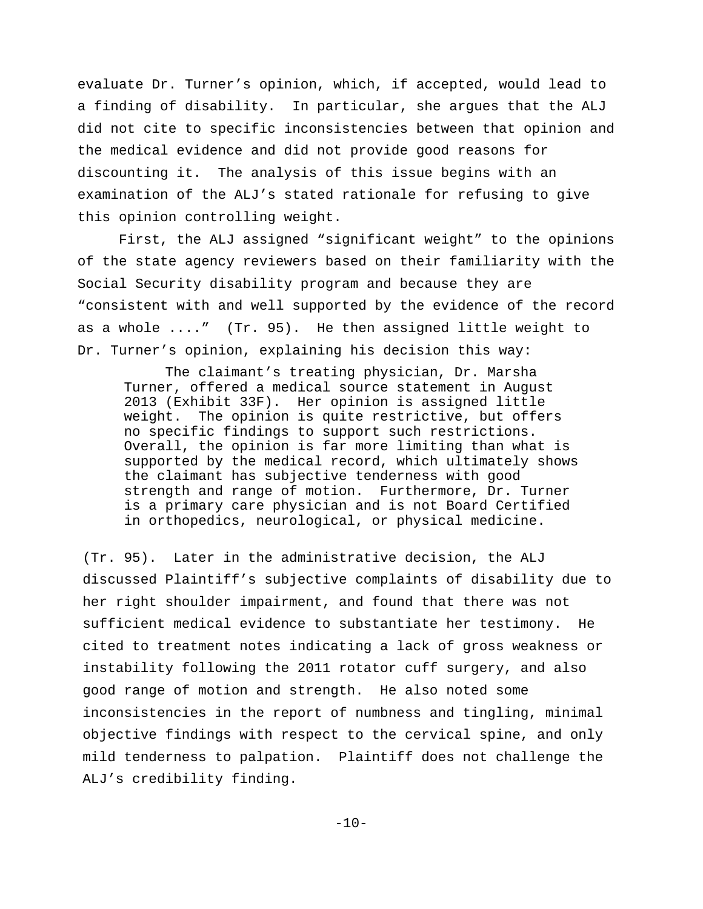evaluate Dr. Turner's opinion, which, if accepted, would lead to a finding of disability. In particular, she argues that the ALJ did not cite to specific inconsistencies between that opinion and the medical evidence and did not provide good reasons for discounting it. The analysis of this issue begins with an examination of the ALJ's stated rationale for refusing to give this opinion controlling weight.

First, the ALJ assigned "significant weight" to the opinions of the state agency reviewers based on their familiarity with the Social Security disability program and because they are "consistent with and well supported by the evidence of the record as a whole ...." (Tr. 95). He then assigned little weight to Dr. Turner's opinion, explaining his decision this way:

> The claimant's treating physician, Dr. Marsha Turner, offered a medical source statement in August 2013 (Exhibit 33F). Her opinion is assigned little weight. The opinion is quite restrictive, but offers no specific findings to support such restrictions. Overall, the opinion is far more limiting than what is supported by the medical record, which ultimately shows the claimant has subjective tenderness with good strength and range of motion. Furthermore, Dr. Turner is a primary care physician and is not Board Certified in orthopedics, neurological, or physical medicine.

(Tr. 95). Later in the administrative decision, the ALJ discussed Plaintiff's subjective complaints of disability due to her right shoulder impairment, and found that there was not sufficient medical evidence to substantiate her testimony. He cited to treatment notes indicating a lack of gross weakness or instability following the 2011 rotator cuff surgery, and also good range of motion and strength. He also noted some inconsistencies in the report of numbness and tingling, minimal objective findings with respect to the cervical spine, and only mild tenderness to palpation. Plaintiff does not challenge the ALJ's credibility finding.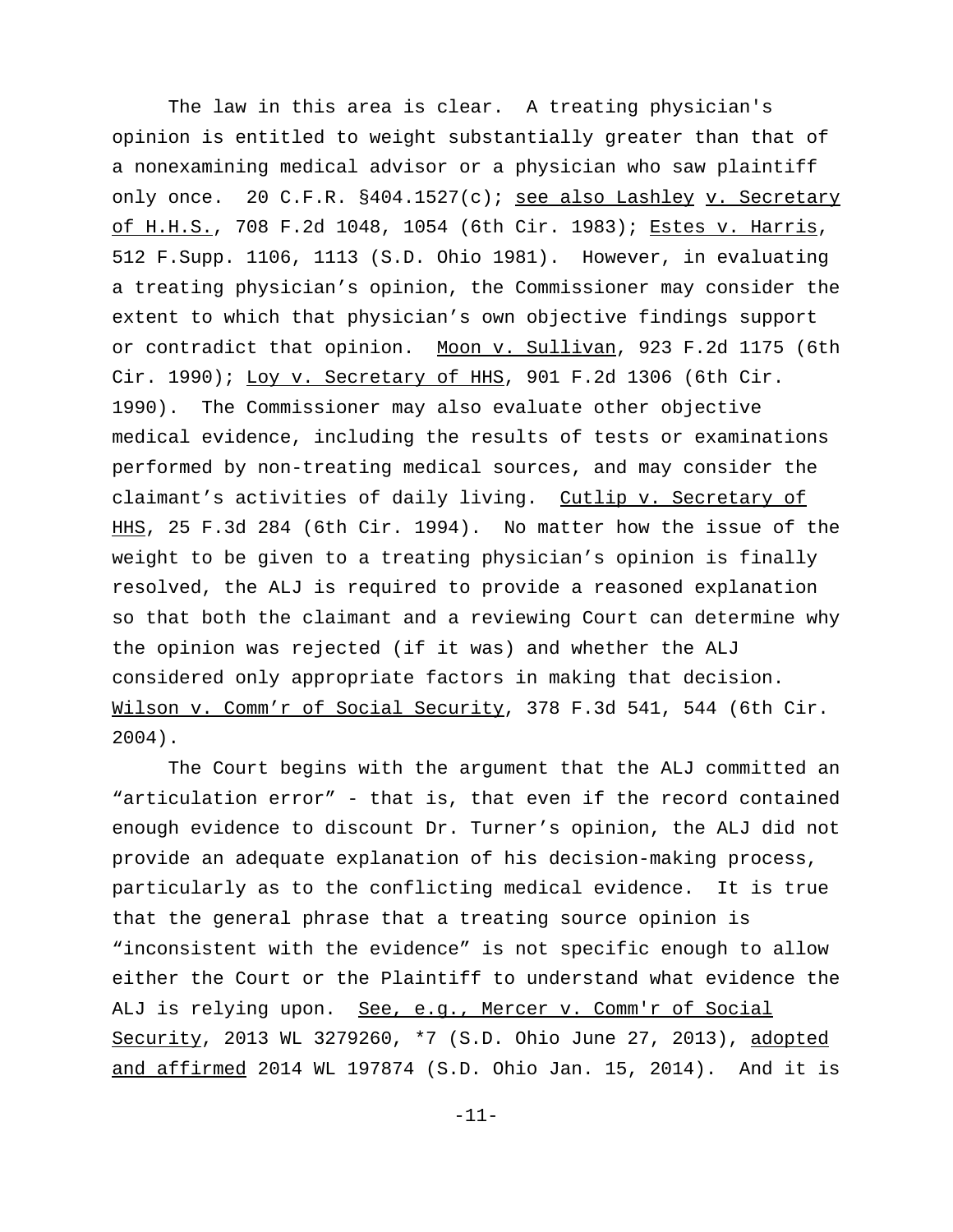The law in this area is clear. A treating physician's opinion is entitled to weight substantially greater than that of a nonexamining medical advisor or a physician who saw plaintiff only once. 20 C.F.R. §404.1527(c); see also Lashley v. Secretary of H.H.S., 708 F.2d 1048, 1054 (6th Cir. 1983); Estes v. Harris, 512 F.Supp. 1106, 1113 (S.D. Ohio 1981). However, in evaluating a treating physician's opinion, the Commissioner may consider the extent to which that physician's own objective findings support or contradict that opinion. Moon v. Sullivan, 923 F.2d 1175 (6th Cir. 1990); Loy v. Secretary of HHS, 901 F.2d 1306 (6th Cir. 1990). The Commissioner may also evaluate other objective medical evidence, including the results of tests or examinations performed by non-treating medical sources, and may consider the claimant's activities of daily living. Cutlip v. Secretary of HHS, 25 F.3d 284 (6th Cir. 1994). No matter how the issue of the weight to be given to a treating physician's opinion is finally resolved, the ALJ is required to provide a reasoned explanation so that both the claimant and a reviewing Court can determine why the opinion was rejected (if it was) and whether the ALJ considered only appropriate factors in making that decision. Wilson v. Comm'r of Social Security, 378 F.3d 541, 544 (6th Cir. 2004).

The Court begins with the argument that the ALJ committed an "articulation error" - that is, that even if the record contained enough evidence to discount Dr. Turner's opinion, the ALJ did not provide an adequate explanation of his decision-making process, particularly as to the conflicting medical evidence. It is true that the general phrase that a treating source opinion is "inconsistent with the evidence" is not specific enough to allow either the Court or the Plaintiff to understand what evidence the ALJ is relying upon. See, e.g., Mercer v. Comm'r of Social Security, 2013 WL 3279260, *7 (S.D. Ohio June 27, 2013), adopted and affirmed 2014 WL 197874 (S.D. Ohio Jan. 15, 2014). And it is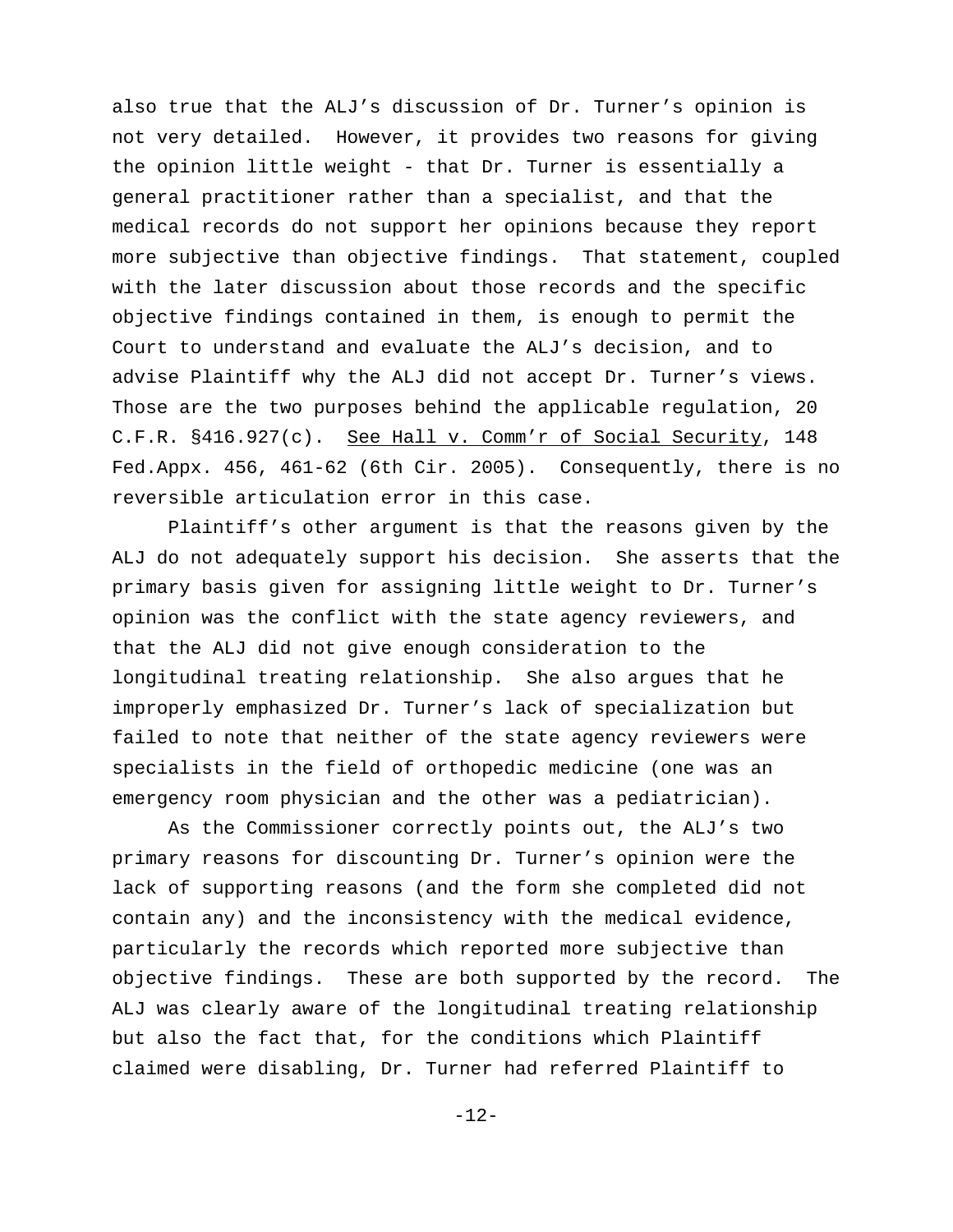also true that the ALJ's discussion of Dr. Turner's opinion is not very detailed. However, it provides two reasons for giving the opinion little weight - that Dr. Turner is essentially a general practitioner rather than a specialist, and that the medical records do not support her opinions because they report more subjective than objective findings. That statement, coupled with the later discussion about those records and the specific objective findings contained in them, is enough to permit the Court to understand and evaluate the ALJ's decision, and to advise Plaintiff why the ALJ did not accept Dr. Turner's views. Those are the two purposes behind the applicable regulation, 20 C.F.R. §416.927(c). See Hall v. Comm'r of Social Security, 148 Fed.Appx. 456, 461-62 (6th Cir. 2005). Consequently, there is no reversible articulation error in this case.

Plaintiff's other argument is that the reasons given by the ALJ do not adequately support his decision. She asserts that the primary basis given for assigning little weight to Dr. Turner's opinion was the conflict with the state agency reviewers, and that the ALJ did not give enough consideration to the longitudinal treating relationship. She also argues that he improperly emphasized Dr. Turner's lack of specialization but failed to note that neither of the state agency reviewers were specialists in the field of orthopedic medicine (one was an emergency room physician and the other was a pediatrician).

As the Commissioner correctly points out, the ALJ's two primary reasons for discounting Dr. Turner's opinion were the lack of supporting reasons (and the form she completed did not contain any) and the inconsistency with the medical evidence, particularly the records which reported more subjective than objective findings. These are both supported by the record. The ALJ was clearly aware of the longitudinal treating relationship but also the fact that, for the conditions which Plaintiff claimed were disabling, Dr. Turner had referred Plaintiff to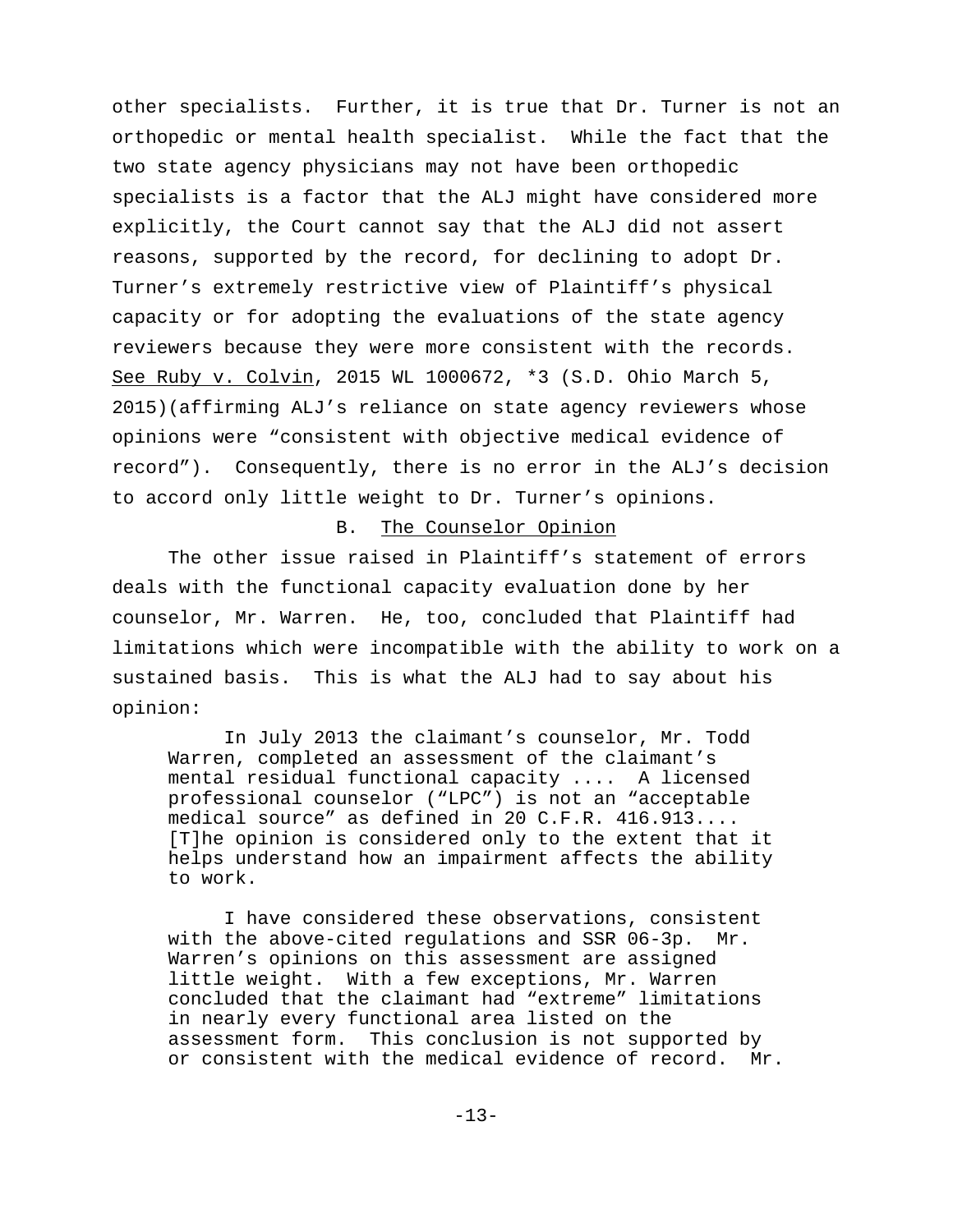other specialists. Further, it is true that Dr. Turner is not an orthopedic or mental health specialist. While the fact that the two state agency physicians may not have been orthopedic specialists is a factor that the ALJ might have considered more explicitly, the Court cannot say that the ALJ did not assert reasons, supported by the record, for declining to adopt Dr. Turner's extremely restrictive view of Plaintiff's physical capacity or for adopting the evaluations of the state agency reviewers because they were more consistent with the records. See Ruby v. Colvin, 2015 WL 1000672, *3 (S.D. Ohio March 5, 2015)(affirming ALJ's reliance on state agency reviewers whose opinions were "consistent with objective medical evidence of record"). Consequently, there is no error in the ALJ's decision to accord only little weight to Dr. Turner's opinions.

## B. The Counselor Opinion

The other issue raised in Plaintiff's statement of errors deals with the functional capacity evaluation done by her counselor, Mr. Warren. He, too, concluded that Plaintiff had limitations which were incompatible with the ability to work on a sustained basis. This is what the ALJ had to say about his opinion:

> In July 2013 the claimant's counselor, Mr. Todd Warren, completed an assessment of the claimant's mental residual functional capacity .... A licensed professional counselor ("LPC") is not an "acceptable medical source" as defined in 20 C.F.R. 416.913.... [T]he opinion is considered only to the extent that it helps understand how an impairment affects the ability to work.
>
> I have considered these observations, consistent with the above-cited regulations and SSR 06-3p. Mr. Warren's opinions on this assessment are assigned little weight. With a few exceptions, Mr. Warren concluded that the claimant had "extreme" limitations in nearly every functional area listed on the assessment form. This conclusion is not supported by or consistent with the medical evidence of record. Mr.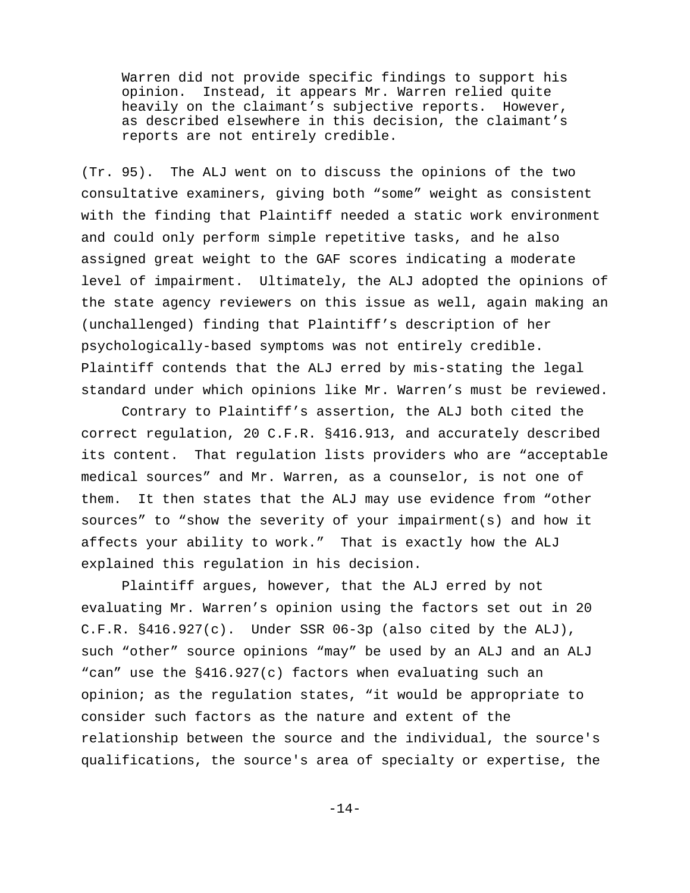> Warren did not provide specific findings to support his opinion. Instead, it appears Mr. Warren relied quite heavily on the claimant's subjective reports. However, as described elsewhere in this decision, the claimant's reports are not entirely credible.

(Tr. 95). The ALJ went on to discuss the opinions of the two consultative examiners, giving both "some" weight as consistent with the finding that Plaintiff needed a static work environment and could only perform simple repetitive tasks, and he also assigned great weight to the GAF scores indicating a moderate level of impairment. Ultimately, the ALJ adopted the opinions of the state agency reviewers on this issue as well, again making an (unchallenged) finding that Plaintiff's description of her psychologically-based symptoms was not entirely credible. Plaintiff contends that the ALJ erred by mis-stating the legal standard under which opinions like Mr. Warren's must be reviewed.

Contrary to Plaintiff's assertion, the ALJ both cited the correct regulation, 20 C.F.R. §416.913, and accurately described its content. That regulation lists providers who are "acceptable medical sources" and Mr. Warren, as a counselor, is not one of them. It then states that the ALJ may use evidence from "other sources" to "show the severity of your impairment(s) and how it affects your ability to work." That is exactly how the ALJ explained this regulation in his decision.

Plaintiff argues, however, that the ALJ erred by not evaluating Mr. Warren's opinion using the factors set out in 20 C.F.R. §416.927(c). Under SSR 06-3p (also cited by the ALJ), such "other" source opinions "may" be used by an ALJ and an ALJ "can" use the §416.927(c) factors when evaluating such an opinion; as the regulation states, "it would be appropriate to consider such factors as the nature and extent of the relationship between the source and the individual, the source's qualifications, the source's area of specialty or expertise, the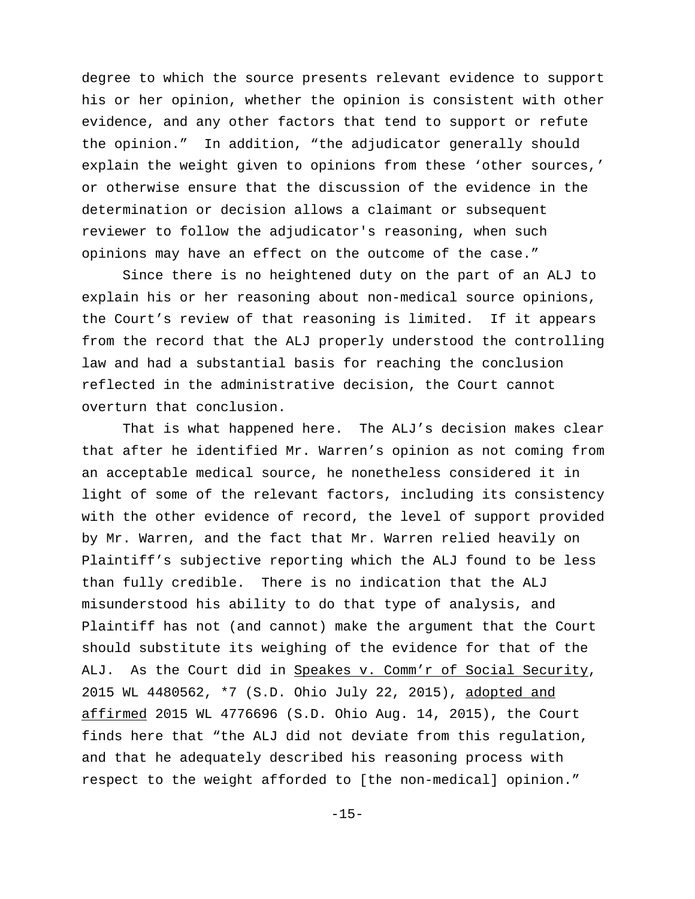degree to which the source presents relevant evidence to support his or her opinion, whether the opinion is consistent with other evidence, and any other factors that tend to support or refute the opinion." In addition, "the adjudicator generally should explain the weight given to opinions from these 'other sources,' or otherwise ensure that the discussion of the evidence in the determination or decision allows a claimant or subsequent reviewer to follow the adjudicator's reasoning, when such opinions may have an effect on the outcome of the case."

Since there is no heightened duty on the part of an ALJ to explain his or her reasoning about non-medical source opinions, the Court's review of that reasoning is limited. If it appears from the record that the ALJ properly understood the controlling law and had a substantial basis for reaching the conclusion reflected in the administrative decision, the Court cannot overturn that conclusion.

That is what happened here. The ALJ's decision makes clear that after he identified Mr. Warren's opinion as not coming from an acceptable medical source, he nonetheless considered it in light of some of the relevant factors, including its consistency with the other evidence of record, the level of support provided by Mr. Warren, and the fact that Mr. Warren relied heavily on Plaintiff's subjective reporting which the ALJ found to be less than fully credible. There is no indication that the ALJ misunderstood his ability to do that type of analysis, and Plaintiff has not (and cannot) make the argument that the Court should substitute its weighing of the evidence for that of the ALJ. As the Court did in Speakes v. Comm'r of Social Security, 2015 WL 4480562, *7 (S.D. Ohio July 22, 2015), adopted and affirmed 2015 WL 4776696 (S.D. Ohio Aug. 14, 2015), the Court finds here that "the ALJ did not deviate from this regulation, and that he adequately described his reasoning process with respect to the weight afforded to [the non-medical] opinion."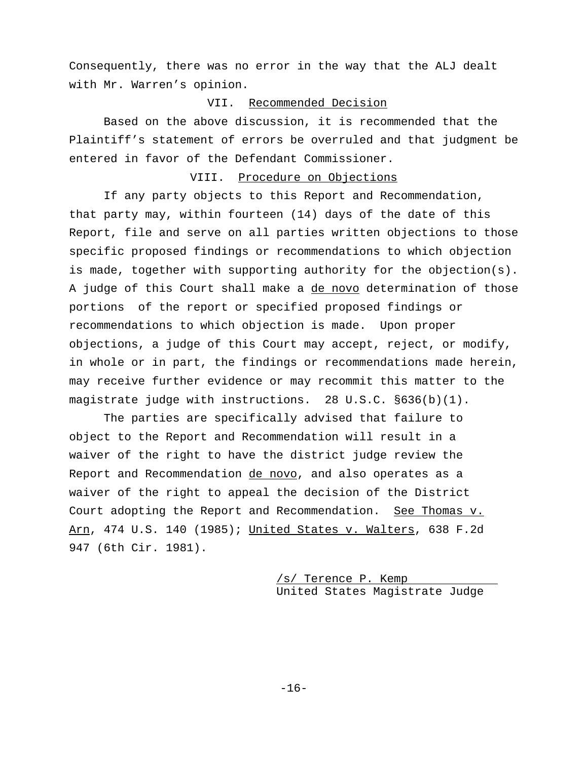Consequently, there was no error in the way that the ALJ dealt with Mr. Warren's opinion.

## VII. Recommended Decision

Based on the above discussion, it is recommended that the Plaintiff's statement of errors be overruled and that judgment be entered in favor of the Defendant Commissioner.

## VIII. Procedure on Objections

If any party objects to this Report and Recommendation, that party may, within fourteen (14) days of the date of this Report, file and serve on all parties written objections to those specific proposed findings or recommendations to which objection is made, together with supporting authority for the objection(s). A judge of this Court shall make a de novo determination of those portions of the report or specified proposed findings or recommendations to which objection is made. Upon proper objections, a judge of this Court may accept, reject, or modify, in whole or in part, the findings or recommendations made herein, may receive further evidence or may recommit this matter to the magistrate judge with instructions. 28 U.S.C. §636(b)(1).

The parties are specifically advised that failure to object to the Report and Recommendation will result in a waiver of the right to have the district judge review the Report and Recommendation de novo, and also operates as a waiver of the right to appeal the decision of the District Court adopting the Report and Recommendation. See Thomas v. Arn, 474 U.S. 140 (1985); United States v. Walters, 638 F.2d 947 (6th Cir. 1981).

/s/ Terence P. Kemp
United States Magistrate Judge